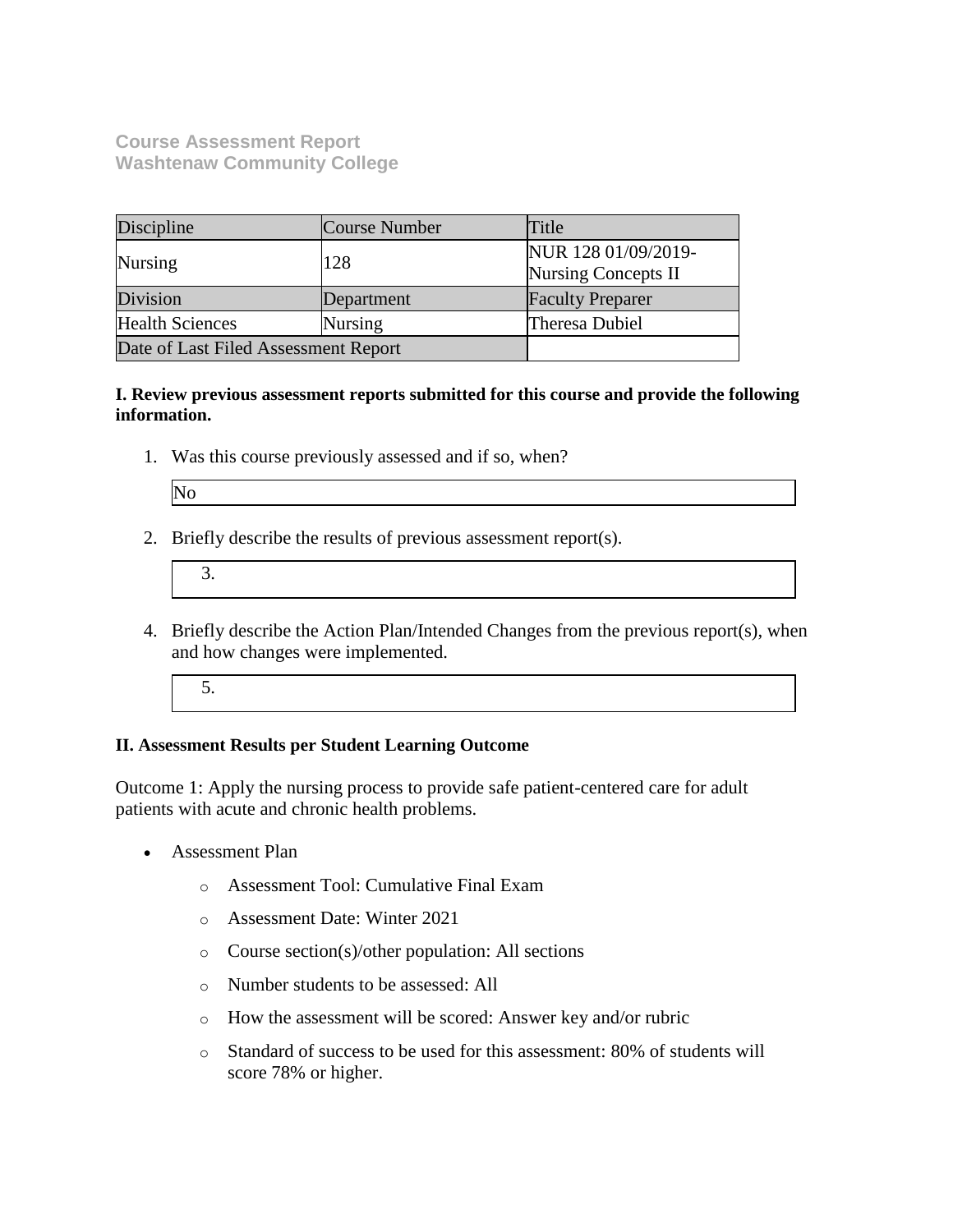**Course Assessment Report**
**Washtenaw Community College**

| Discipline | Course Number | Title |
| --- | --- | --- |
| Nursing | 128 | NUR 128 01/09/2019-Nursing Concepts II |
| Division | Department | Faculty Preparer |
| Health Sciences | Nursing | Theresa Dubiel |
| Date of Last Filed Assessment Report | | |

**I. Review previous assessment reports submitted for this course and provide the following information.**

1. Was this course previously assessed and if so, when?

   No

2. Briefly describe the results of previous assessment report(s).

   3.

4. Briefly describe the Action Plan/Intended Changes from the previous report(s), when and how changes were implemented.

   5.

**II. Assessment Results per Student Learning Outcome**

Outcome 1: Apply the nursing process to provide safe patient-centered care for adult patients with acute and chronic health problems.

- Assessment Plan
  - Assessment Tool: Cumulative Final Exam
  - Assessment Date: Winter 2021
  - Course section(s)/other population: All sections
  - Number students to be assessed: All
  - How the assessment will be scored: Answer key and/or rubric
  - Standard of success to be used for this assessment: 80% of students will score 78% or higher.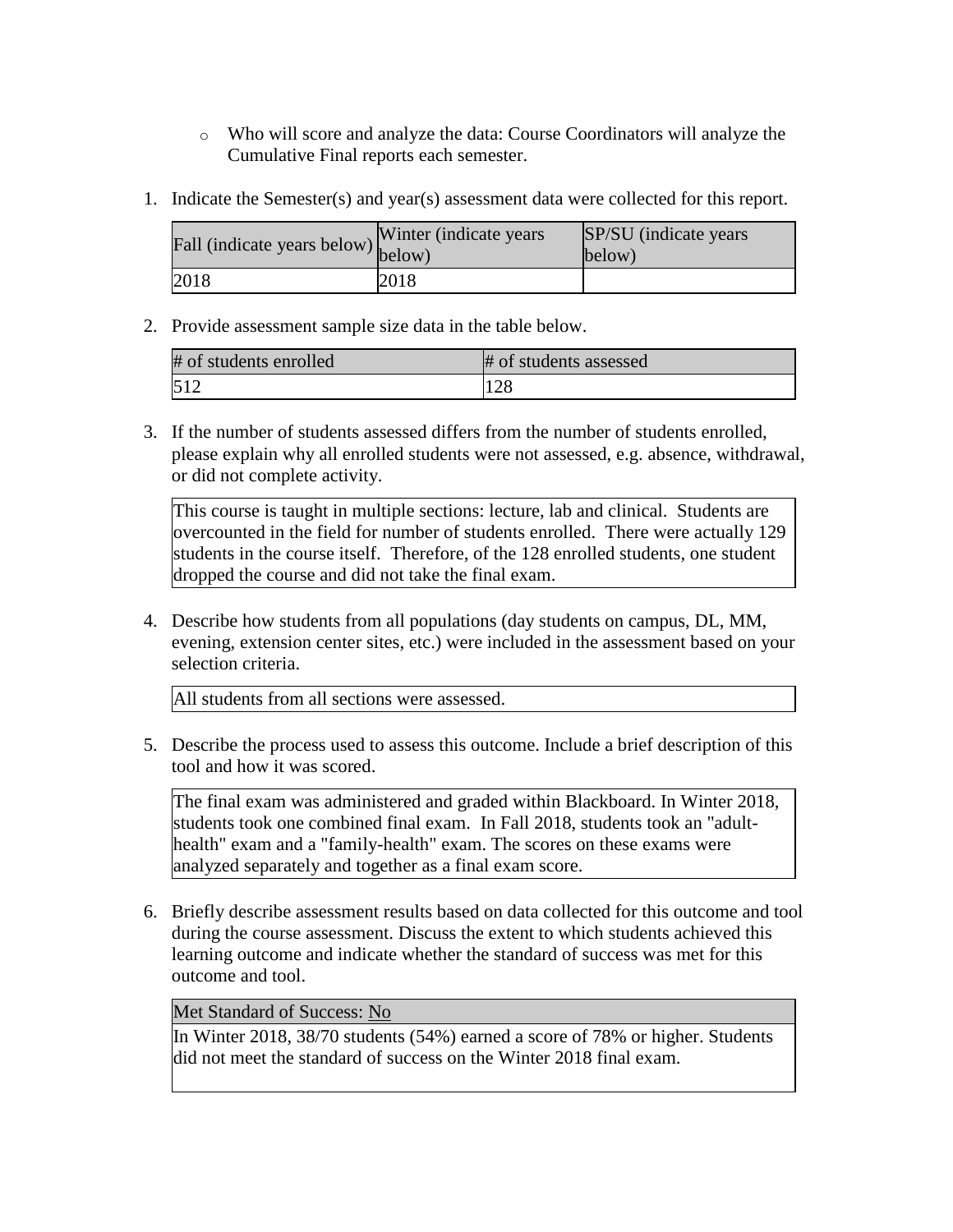- Who will score and analyze the data: Course Coordinators will analyze the Cumulative Final reports each semester.

1. Indicate the Semester(s) and year(s) assessment data were collected for this report.

| Fall (indicate years below) | Winter (indicate years below) | SP/SU (indicate years below) |
|---|---|---|
| 2018 | 2018 | |

2. Provide assessment sample size data in the table below.

| # of students enrolled | # of students assessed |
|---|---|
| 512 | 128 |

3. If the number of students assessed differs from the number of students enrolled, please explain why all enrolled students were not assessed, e.g. absence, withdrawal, or did not complete activity.

| This course is taught in multiple sections: lecture, lab and clinical. Students are overcounted in the field for number of students enrolled. There were actually 129 students in the course itself. Therefore, of the 128 enrolled students, one student dropped the course and did not take the final exam. |
|---|

4. Describe how students from all populations (day students on campus, DL, MM, evening, extension center sites, etc.) were included in the assessment based on your selection criteria.

| All students from all sections were assessed. |
|---|

5. Describe the process used to assess this outcome. Include a brief description of this tool and how it was scored.

| The final exam was administered and graded within Blackboard. In Winter 2018, students took one combined final exam. In Fall 2018, students took an "adult-health" exam and a "family-health" exam. The scores on these exams were analyzed separately and together as a final exam score. |
|---|

6. Briefly describe assessment results based on data collected for this outcome and tool during the course assessment. Discuss the extent to which students achieved this learning outcome and indicate whether the standard of success was met for this outcome and tool.

| Met Standard of Success: No |
|---|
| In Winter 2018, 38/70 students (54%) earned a score of 78% or higher. Students did not meet the standard of success on the Winter 2018 final exam. |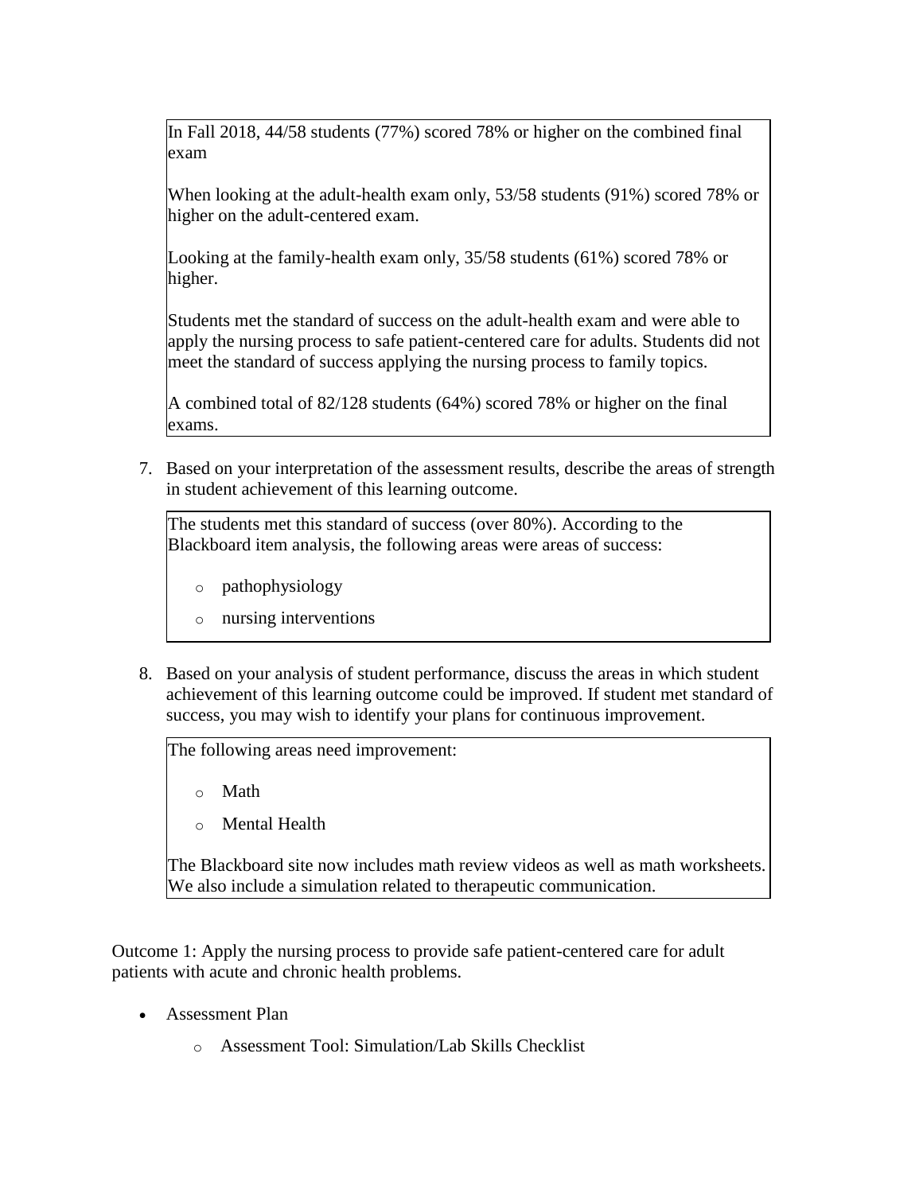In Fall 2018, 44/58 students (77%) scored 78% or higher on the combined final exam

When looking at the adult-health exam only, 53/58 students (91%) scored 78% or higher on the adult-centered exam.

Looking at the family-health exam only, 35/58 students (61%) scored 78% or higher.

Students met the standard of success on the adult-health exam and were able to apply the nursing process to safe patient-centered care for adults. Students did not meet the standard of success applying the nursing process to family topics.

A combined total of 82/128 students (64%) scored 78% or higher on the final exams.

7. Based on your interpretation of the assessment results, describe the areas of strength in student achievement of this learning outcome.

The students met this standard of success (over 80%). According to the Blackboard item analysis, the following areas were areas of success:

- pathophysiology
- nursing interventions

8. Based on your analysis of student performance, discuss the areas in which student achievement of this learning outcome could be improved. If student met standard of success, you may wish to identify your plans for continuous improvement.

The following areas need improvement:

- Math
- Mental Health

The Blackboard site now includes math review videos as well as math worksheets. We also include a simulation related to therapeutic communication.

Outcome 1: Apply the nursing process to provide safe patient-centered care for adult patients with acute and chronic health problems.

- Assessment Plan
  - Assessment Tool: Simulation/Lab Skills Checklist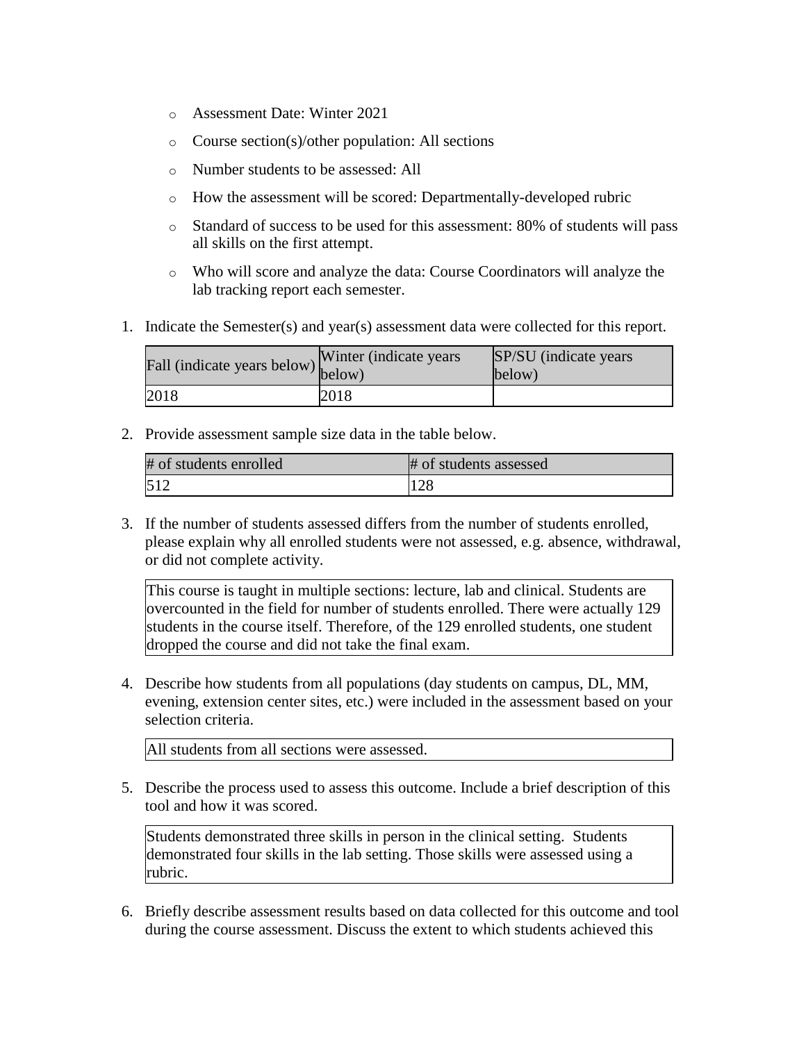- Assessment Date: Winter 2021
- Course section(s)/other population: All sections
- Number students to be assessed: All
- How the assessment will be scored: Departmentally-developed rubric
- Standard of success to be used for this assessment: 80% of students will pass all skills on the first attempt.
- Who will score and analyze the data: Course Coordinators will analyze the lab tracking report each semester.

1. Indicate the Semester(s) and year(s) assessment data were collected for this report.

| Fall (indicate years below) | Winter (indicate years below) | SP/SU (indicate years below) |
| --- | --- | --- |
| 2018 | 2018 | |

2. Provide assessment sample size data in the table below.

| # of students enrolled | # of students assessed |
| --- | --- |
| 512 | 128 |

3. If the number of students assessed differs from the number of students enrolled, please explain why all enrolled students were not assessed, e.g. absence, withdrawal, or did not complete activity.

This course is taught in multiple sections: lecture, lab and clinical. Students are overcounted in the field for number of students enrolled. There were actually 129 students in the course itself. Therefore, of the 129 enrolled students, one student dropped the course and did not take the final exam.

4. Describe how students from all populations (day students on campus, DL, MM, evening, extension center sites, etc.) were included in the assessment based on your selection criteria.

All students from all sections were assessed.

5. Describe the process used to assess this outcome. Include a brief description of this tool and how it was scored.

Students demonstrated three skills in person in the clinical setting. Students demonstrated four skills in the lab setting. Those skills were assessed using a rubric.

6. Briefly describe assessment results based on data collected for this outcome and tool during the course assessment. Discuss the extent to which students achieved this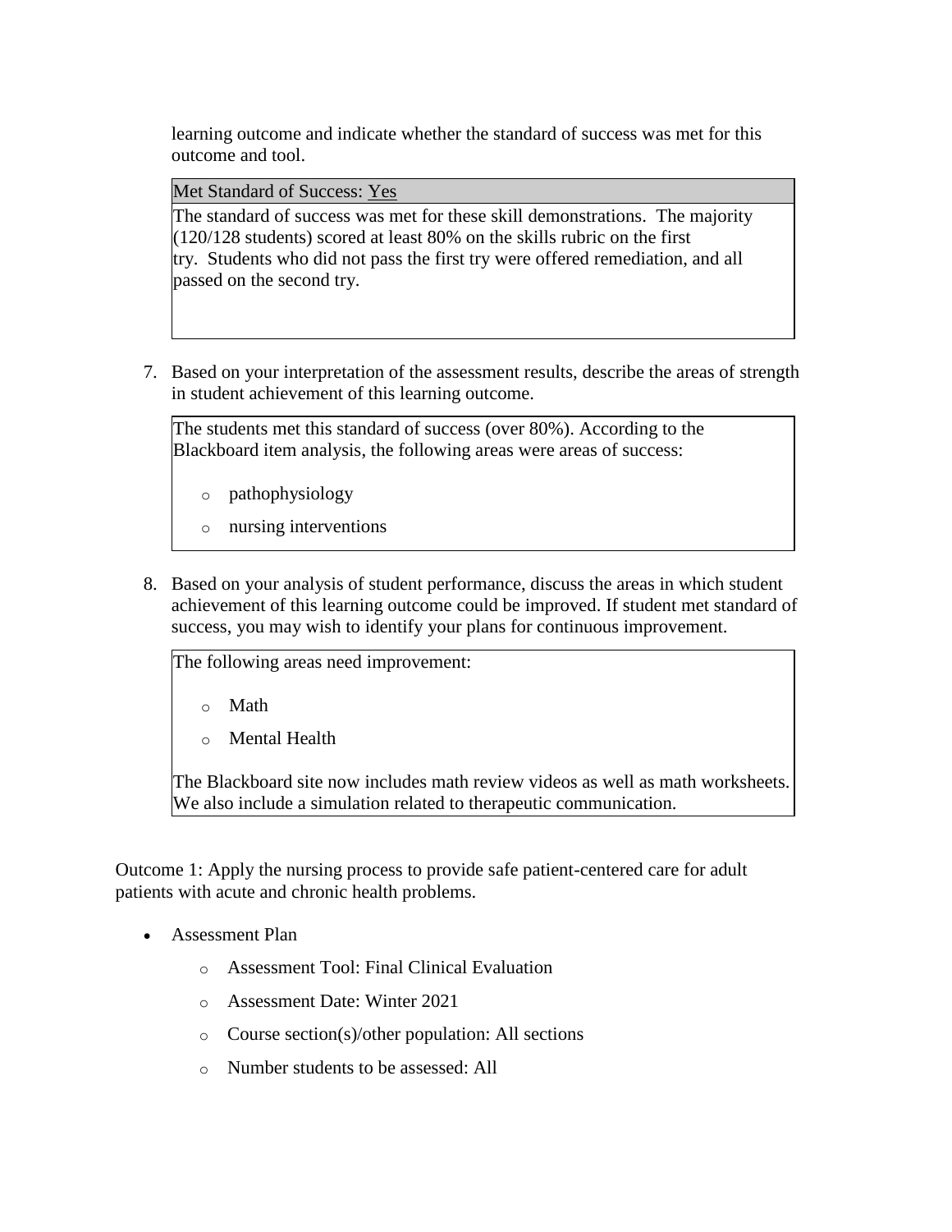learning outcome and indicate whether the standard of success was met for this outcome and tool.

| Met Standard of Success: Yes |
|---|
| The standard of success was met for these skill demonstrations. The majority (120/128 students) scored at least 80% on the skills rubric on the first try. Students who did not pass the first try were offered remediation, and all passed on the second try. |

7. Based on your interpretation of the assessment results, describe the areas of strength in student achievement of this learning outcome.

> The students met this standard of success (over 80%). According to the Blackboard item analysis, the following areas were areas of success:
>
> - pathophysiology
> - nursing interventions

8. Based on your analysis of student performance, discuss the areas in which student achievement of this learning outcome could be improved. If student met standard of success, you may wish to identify your plans for continuous improvement.

> The following areas need improvement:
>
> - Math
> - Mental Health
>
> The Blackboard site now includes math review videos as well as math worksheets. We also include a simulation related to therapeutic communication.

Outcome 1: Apply the nursing process to provide safe patient-centered care for adult patients with acute and chronic health problems.

- Assessment Plan
  - Assessment Tool: Final Clinical Evaluation
  - Assessment Date: Winter 2021
  - Course section(s)/other population: All sections
  - Number students to be assessed: All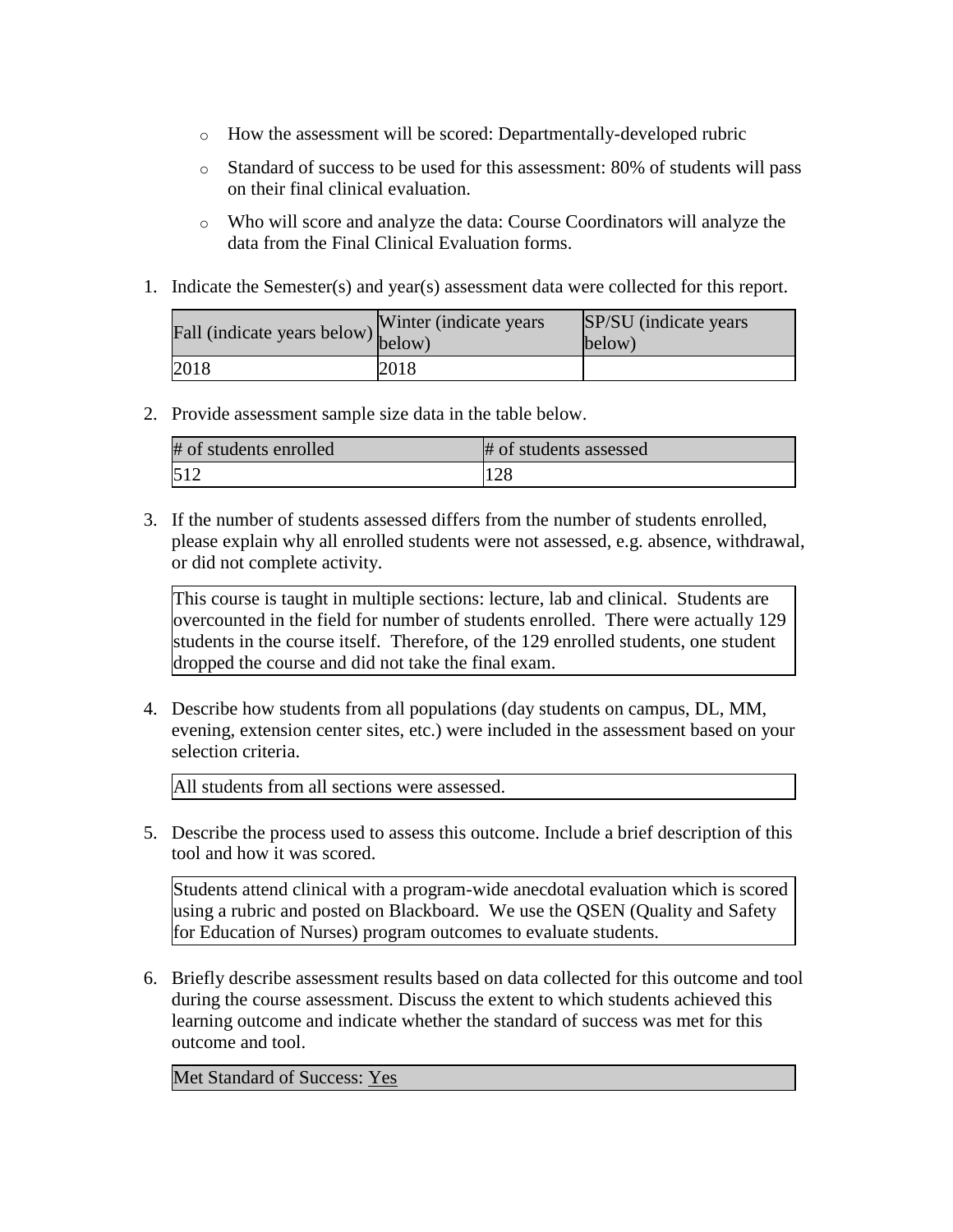- How the assessment will be scored: Departmentally-developed rubric
- Standard of success to be used for this assessment: 80% of students will pass on their final clinical evaluation.
- Who will score and analyze the data: Course Coordinators will analyze the data from the Final Clinical Evaluation forms.

1. Indicate the Semester(s) and year(s) assessment data were collected for this report.

| Fall (indicate years below) | Winter (indicate years below) | SP/SU (indicate years below) |
|---|---|---|
| 2018 | 2018 | |

2. Provide assessment sample size data in the table below.

| # of students enrolled | # of students assessed |
|---|---|
| 512 | 128 |

3. If the number of students assessed differs from the number of students enrolled, please explain why all enrolled students were not assessed, e.g. absence, withdrawal, or did not complete activity.

This course is taught in multiple sections: lecture, lab and clinical. Students are overcounted in the field for number of students enrolled. There were actually 129 students in the course itself. Therefore, of the 129 enrolled students, one student dropped the course and did not take the final exam.

4. Describe how students from all populations (day students on campus, DL, MM, evening, extension center sites, etc.) were included in the assessment based on your selection criteria.

All students from all sections were assessed.

5. Describe the process used to assess this outcome. Include a brief description of this tool and how it was scored.

Students attend clinical with a program-wide anecdotal evaluation which is scored using a rubric and posted on Blackboard. We use the QSEN (Quality and Safety for Education of Nurses) program outcomes to evaluate students.

6. Briefly describe assessment results based on data collected for this outcome and tool during the course assessment. Discuss the extent to which students achieved this learning outcome and indicate whether the standard of success was met for this outcome and tool.

Met Standard of Success: Yes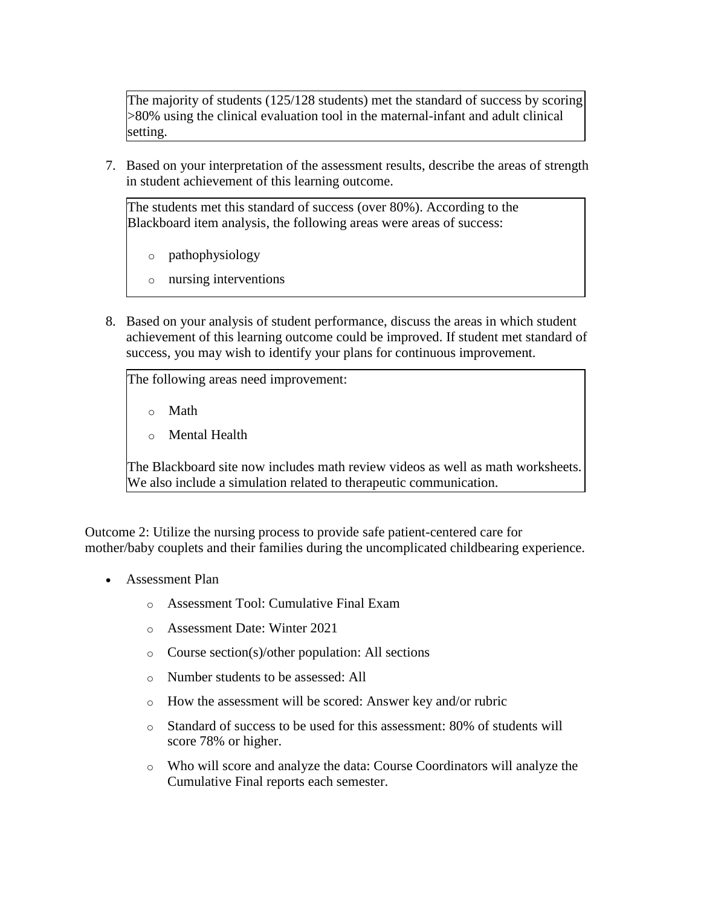The majority of students (125/128 students) met the standard of success by scoring >80% using the clinical evaluation tool in the maternal-infant and adult clinical setting.

7. Based on your interpretation of the assessment results, describe the areas of strength in student achievement of this learning outcome.

The students met this standard of success (over 80%). According to the Blackboard item analysis, the following areas were areas of success:

- pathophysiology
- nursing interventions

8. Based on your analysis of student performance, discuss the areas in which student achievement of this learning outcome could be improved. If student met standard of success, you may wish to identify your plans for continuous improvement.

The following areas need improvement:

- Math
- Mental Health

The Blackboard site now includes math review videos as well as math worksheets. We also include a simulation related to therapeutic communication.

Outcome 2: Utilize the nursing process to provide safe patient-centered care for mother/baby couplets and their families during the uncomplicated childbearing experience.

- Assessment Plan
  - Assessment Tool: Cumulative Final Exam
  - Assessment Date: Winter 2021
  - Course section(s)/other population: All sections
  - Number students to be assessed: All
  - How the assessment will be scored: Answer key and/or rubric
  - Standard of success to be used for this assessment: 80% of students will score 78% or higher.
  - Who will score and analyze the data: Course Coordinators will analyze the Cumulative Final reports each semester.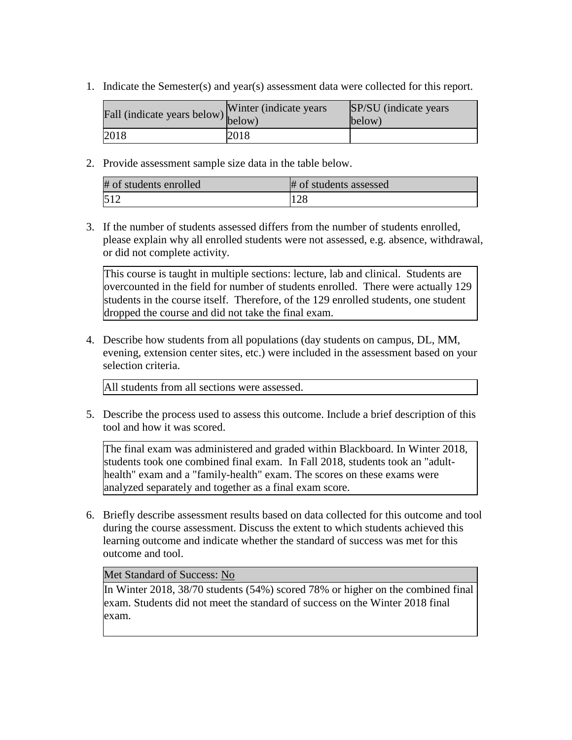1. Indicate the Semester(s) and year(s) assessment data were collected for this report.

| Fall (indicate years below) | Winter (indicate years below) | SP/SU (indicate years below) |
| --- | --- | --- |
| 2018 | 2018 | |

2. Provide assessment sample size data in the table below.

| # of students enrolled | # of students assessed |
| --- | --- |
| 512 | 128 |

3. If the number of students assessed differs from the number of students enrolled, please explain why all enrolled students were not assessed, e.g. absence, withdrawal, or did not complete activity.

| This course is taught in multiple sections: lecture, lab and clinical. Students are overcounted in the field for number of students enrolled. There were actually 129 students in the course itself. Therefore, of the 129 enrolled students, one student dropped the course and did not take the final exam. |
| --- |

4. Describe how students from all populations (day students on campus, DL, MM, evening, extension center sites, etc.) were included in the assessment based on your selection criteria.

| All students from all sections were assessed. |
| --- |

5. Describe the process used to assess this outcome. Include a brief description of this tool and how it was scored.

| The final exam was administered and graded within Blackboard. In Winter 2018, students took one combined final exam. In Fall 2018, students took an "adult-health" exam and a "family-health" exam. The scores on these exams were analyzed separately and together as a final exam score. |
| --- |

6. Briefly describe assessment results based on data collected for this outcome and tool during the course assessment. Discuss the extent to which students achieved this learning outcome and indicate whether the standard of success was met for this outcome and tool.

| Met Standard of Success: No |
| --- |
| In Winter 2018, 38/70 students (54%) scored 78% or higher on the combined final exam. Students did not meet the standard of success on the Winter 2018 final exam. |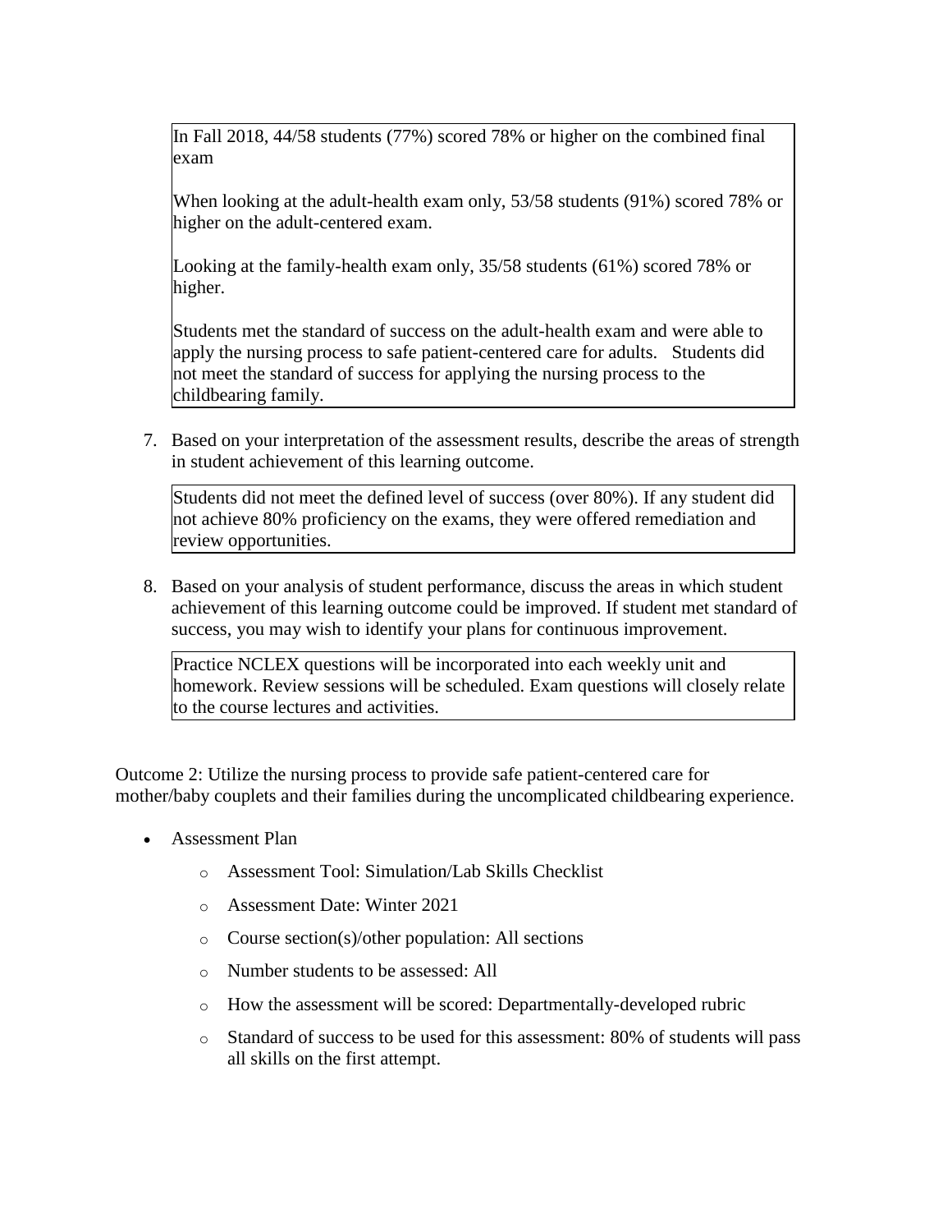In Fall 2018, 44/58 students (77%) scored 78% or higher on the combined final exam

When looking at the adult-health exam only, 53/58 students (91%) scored 78% or higher on the adult-centered exam.

Looking at the family-health exam only, 35/58 students (61%) scored 78% or higher.

Students met the standard of success on the adult-health exam and were able to apply the nursing process to safe patient-centered care for adults. Students did not meet the standard of success for applying the nursing process to the childbearing family.

7. Based on your interpretation of the assessment results, describe the areas of strength in student achievement of this learning outcome.

Students did not meet the defined level of success (over 80%). If any student did not achieve 80% proficiency on the exams, they were offered remediation and review opportunities.

8. Based on your analysis of student performance, discuss the areas in which student achievement of this learning outcome could be improved. If student met standard of success, you may wish to identify your plans for continuous improvement.

Practice NCLEX questions will be incorporated into each weekly unit and homework. Review sessions will be scheduled. Exam questions will closely relate to the course lectures and activities.

Outcome 2: Utilize the nursing process to provide safe patient-centered care for mother/baby couplets and their families during the uncomplicated childbearing experience.

- Assessment Plan
    - Assessment Tool: Simulation/Lab Skills Checklist
    - Assessment Date: Winter 2021
    - Course section(s)/other population: All sections
    - Number students to be assessed: All
    - How the assessment will be scored: Departmentally-developed rubric
    - Standard of success to be used for this assessment: 80% of students will pass all skills on the first attempt.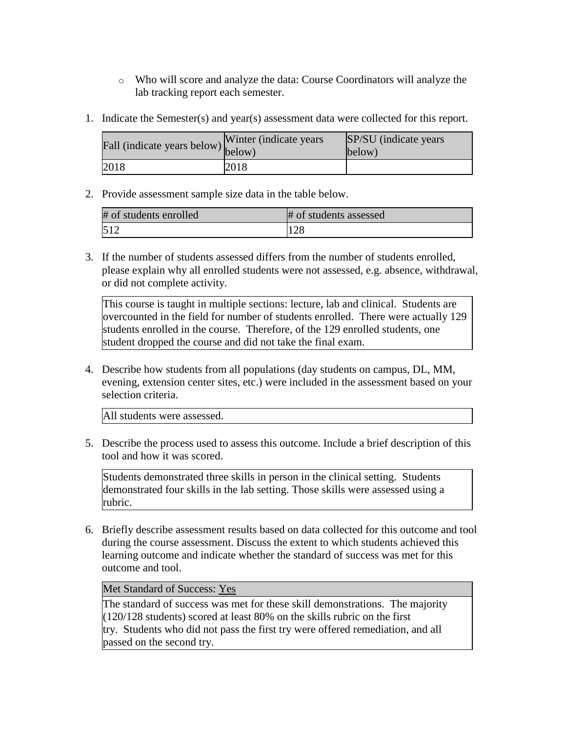- Who will score and analyze the data: Course Coordinators will analyze the lab tracking report each semester.

1. Indicate the Semester(s) and year(s) assessment data were collected for this report.

| Fall (indicate years below) | Winter (indicate years below) | SP/SU (indicate years below) |
|---|---|---|
| 2018 | 2018 | |

2. Provide assessment sample size data in the table below.

| # of students enrolled | # of students assessed |
|---|---|
| 512 | 128 |

3. If the number of students assessed differs from the number of students enrolled, please explain why all enrolled students were not assessed, e.g. absence, withdrawal, or did not complete activity.

| This course is taught in multiple sections: lecture, lab and clinical. Students are overcounted in the field for number of students enrolled. There were actually 129 students enrolled in the course. Therefore, of the 129 enrolled students, one student dropped the course and did not take the final exam. |
|---|

4. Describe how students from all populations (day students on campus, DL, MM, evening, extension center sites, etc.) were included in the assessment based on your selection criteria.

| All students were assessed. |
|---|

5. Describe the process used to assess this outcome. Include a brief description of this tool and how it was scored.

| Students demonstrated three skills in person in the clinical setting. Students demonstrated four skills in the lab setting. Those skills were assessed using a rubric. |
|---|

6. Briefly describe assessment results based on data collected for this outcome and tool during the course assessment. Discuss the extent to which students achieved this learning outcome and indicate whether the standard of success was met for this outcome and tool.

| Met Standard of Success: Yes |
|---|
| The standard of success was met for these skill demonstrations. The majority (120/128 students) scored at least 80% on the skills rubric on the first try. Students who did not pass the first try were offered remediation, and all passed on the second try. |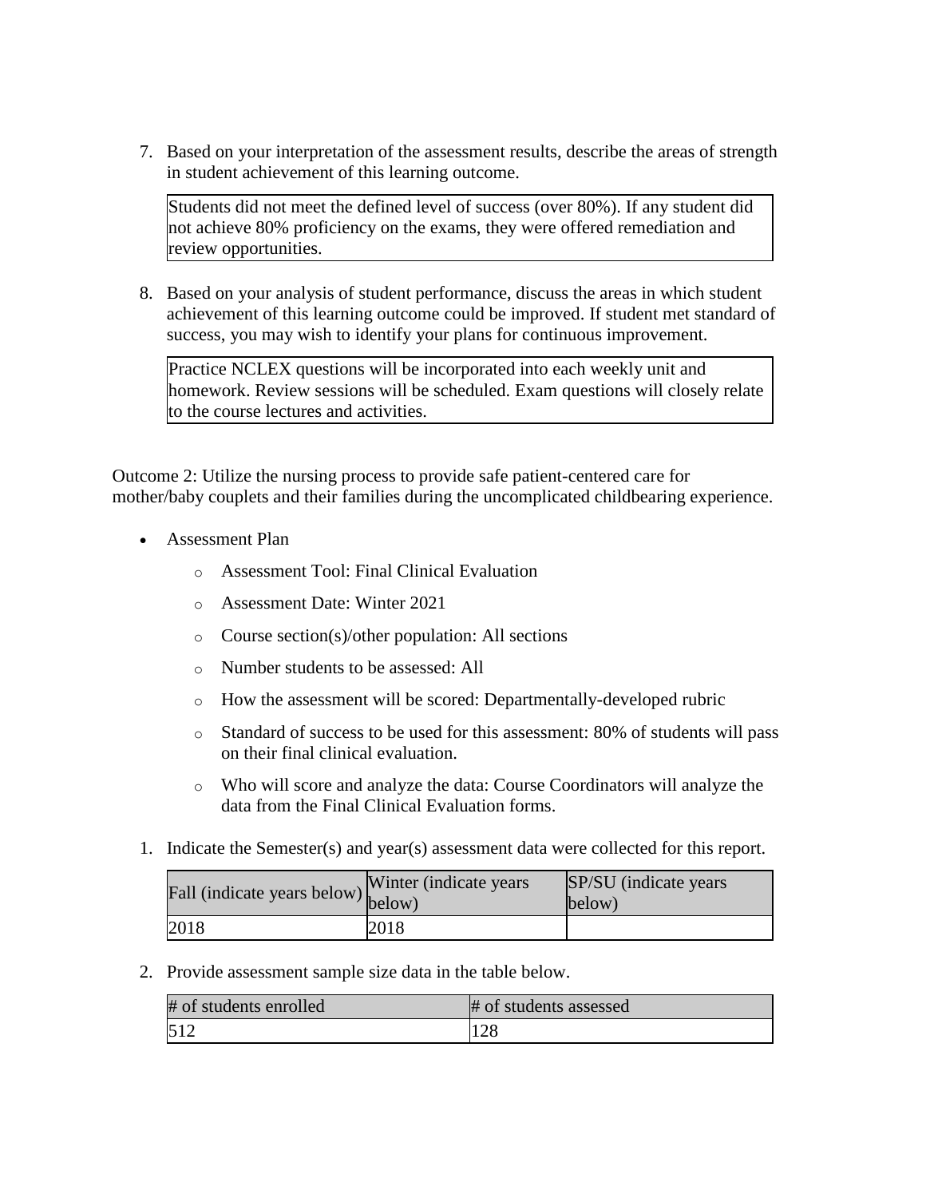7. Based on your interpretation of the assessment results, describe the areas of strength in student achievement of this learning outcome.

| Students did not meet the defined level of success (over 80%). If any student did not achieve 80% proficiency on the exams, they were offered remediation and review opportunities. |
|---|

8. Based on your analysis of student performance, discuss the areas in which student achievement of this learning outcome could be improved. If student met standard of success, you may wish to identify your plans for continuous improvement.

| Practice NCLEX questions will be incorporated into each weekly unit and homework. Review sessions will be scheduled. Exam questions will closely relate to the course lectures and activities. |
|---|

Outcome 2: Utilize the nursing process to provide safe patient-centered care for mother/baby couplets and their families during the uncomplicated childbearing experience.

- Assessment Plan
  - Assessment Tool: Final Clinical Evaluation
  - Assessment Date: Winter 2021
  - Course section(s)/other population: All sections
  - Number students to be assessed: All
  - How the assessment will be scored: Departmentally-developed rubric
  - Standard of success to be used for this assessment: 80% of students will pass on their final clinical evaluation.
  - Who will score and analyze the data: Course Coordinators will analyze the data from the Final Clinical Evaluation forms.

1. Indicate the Semester(s) and year(s) assessment data were collected for this report.

| Fall (indicate years below) | Winter (indicate years below) | SP/SU (indicate years below) |
|---|---|---|
| 2018 | 2018 | |

2. Provide assessment sample size data in the table below.

| # of students enrolled | # of students assessed |
|---|---|
| 512 | 128 |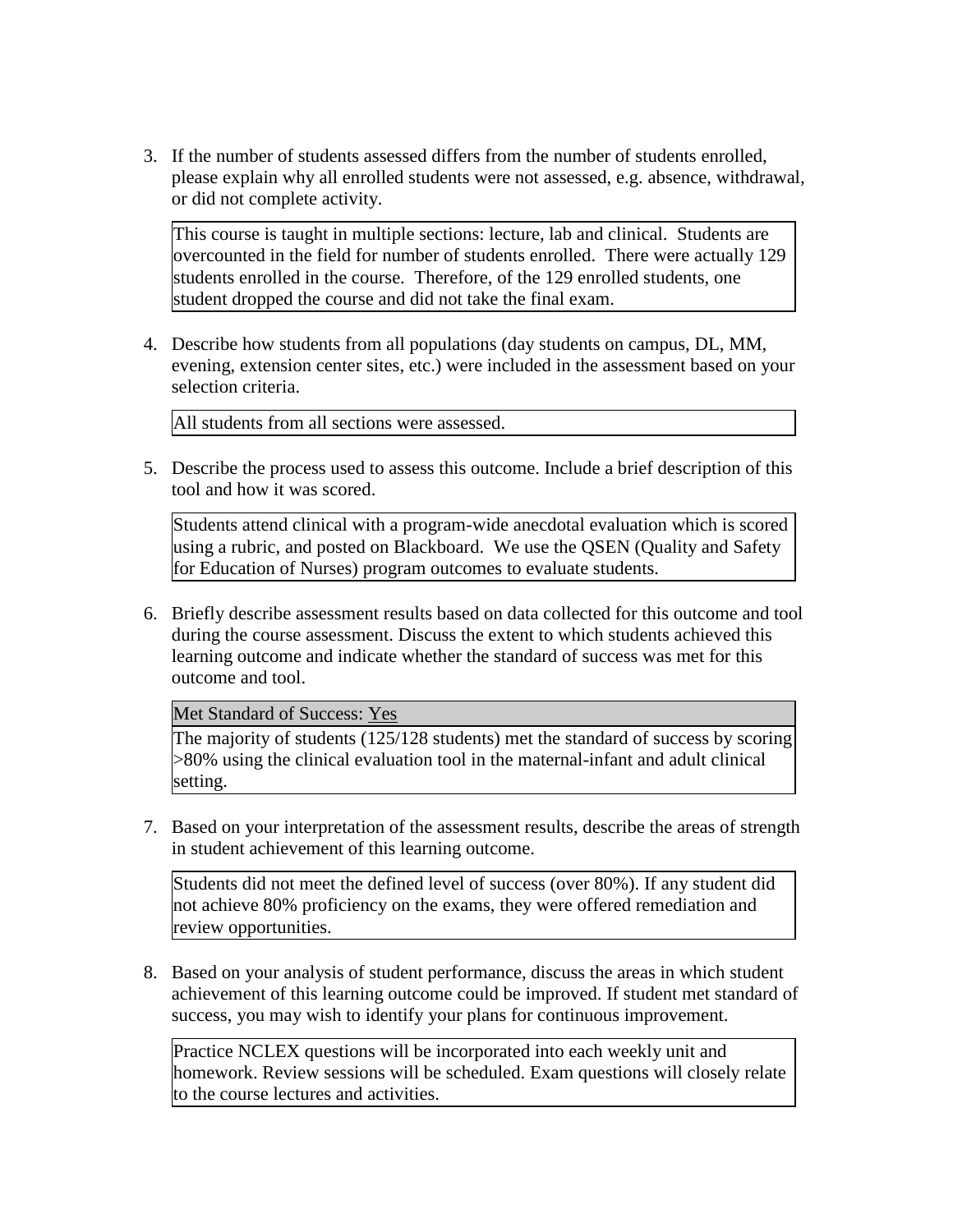3. If the number of students assessed differs from the number of students enrolled, please explain why all enrolled students were not assessed, e.g. absence, withdrawal, or did not complete activity.

   > This course is taught in multiple sections: lecture, lab and clinical. Students are overcounted in the field for number of students enrolled. There were actually 129 students enrolled in the course. Therefore, of the 129 enrolled students, one student dropped the course and did not take the final exam.

4. Describe how students from all populations (day students on campus, DL, MM, evening, extension center sites, etc.) were included in the assessment based on your selection criteria.

   > All students from all sections were assessed.

5. Describe the process used to assess this outcome. Include a brief description of this tool and how it was scored.

   > Students attend clinical with a program-wide anecdotal evaluation which is scored using a rubric, and posted on Blackboard. We use the QSEN (Quality and Safety for Education of Nurses) program outcomes to evaluate students.

6. Briefly describe assessment results based on data collected for this outcome and tool during the course assessment. Discuss the extent to which students achieved this learning outcome and indicate whether the standard of success was met for this outcome and tool.

   > Met Standard of Success: Yes
   >
   > The majority of students (125/128 students) met the standard of success by scoring >80% using the clinical evaluation tool in the maternal-infant and adult clinical setting.

7. Based on your interpretation of the assessment results, describe the areas of strength in student achievement of this learning outcome.

   > Students did not meet the defined level of success (over 80%). If any student did not achieve 80% proficiency on the exams, they were offered remediation and review opportunities.

8. Based on your analysis of student performance, discuss the areas in which student achievement of this learning outcome could be improved. If student met standard of success, you may wish to identify your plans for continuous improvement.

   > Practice NCLEX questions will be incorporated into each weekly unit and homework. Review sessions will be scheduled. Exam questions will closely relate to the course lectures and activities.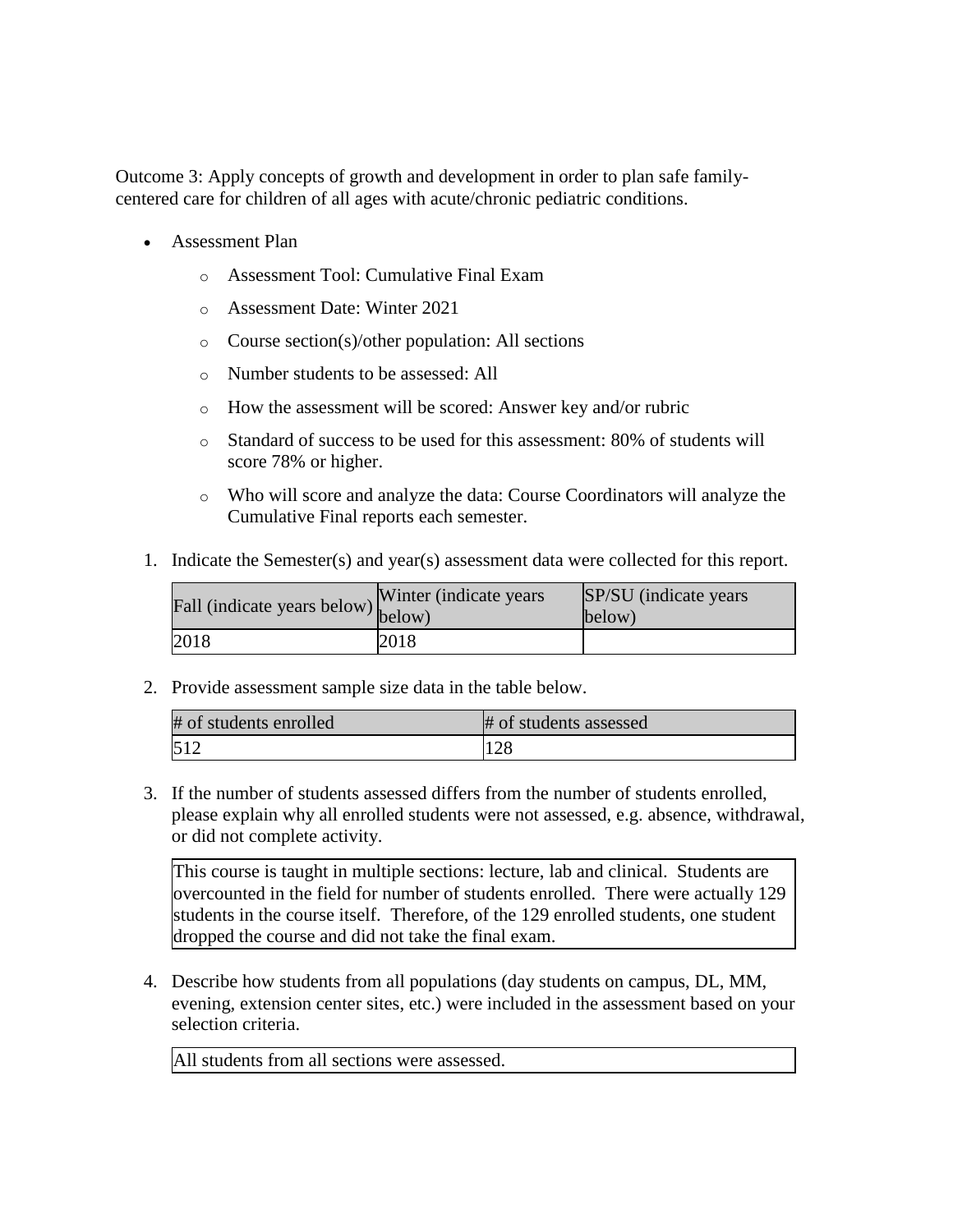Outcome 3: Apply concepts of growth and development in order to plan safe family-centered care for children of all ages with acute/chronic pediatric conditions.

- Assessment Plan
  - Assessment Tool: Cumulative Final Exam
  - Assessment Date: Winter 2021
  - Course section(s)/other population: All sections
  - Number students to be assessed: All
  - How the assessment will be scored: Answer key and/or rubric
  - Standard of success to be used for this assessment: 80% of students will score 78% or higher.
  - Who will score and analyze the data: Course Coordinators will analyze the Cumulative Final reports each semester.

1. Indicate the Semester(s) and year(s) assessment data were collected for this report.

| Fall (indicate years below) | Winter (indicate years below) | SP/SU (indicate years below) |
|---|---|---|
| 2018 | 2018 | |

2. Provide assessment sample size data in the table below.

| # of students enrolled | # of students assessed |
|---|---|
| 512 | 128 |

3. If the number of students assessed differs from the number of students enrolled, please explain why all enrolled students were not assessed, e.g. absence, withdrawal, or did not complete activity.

| This course is taught in multiple sections: lecture, lab and clinical. Students are overcounted in the field for number of students enrolled. There were actually 129 students in the course itself. Therefore, of the 129 enrolled students, one student dropped the course and did not take the final exam. |
|---|

4. Describe how students from all populations (day students on campus, DL, MM, evening, extension center sites, etc.) were included in the assessment based on your selection criteria.

| All students from all sections were assessed. |
|---|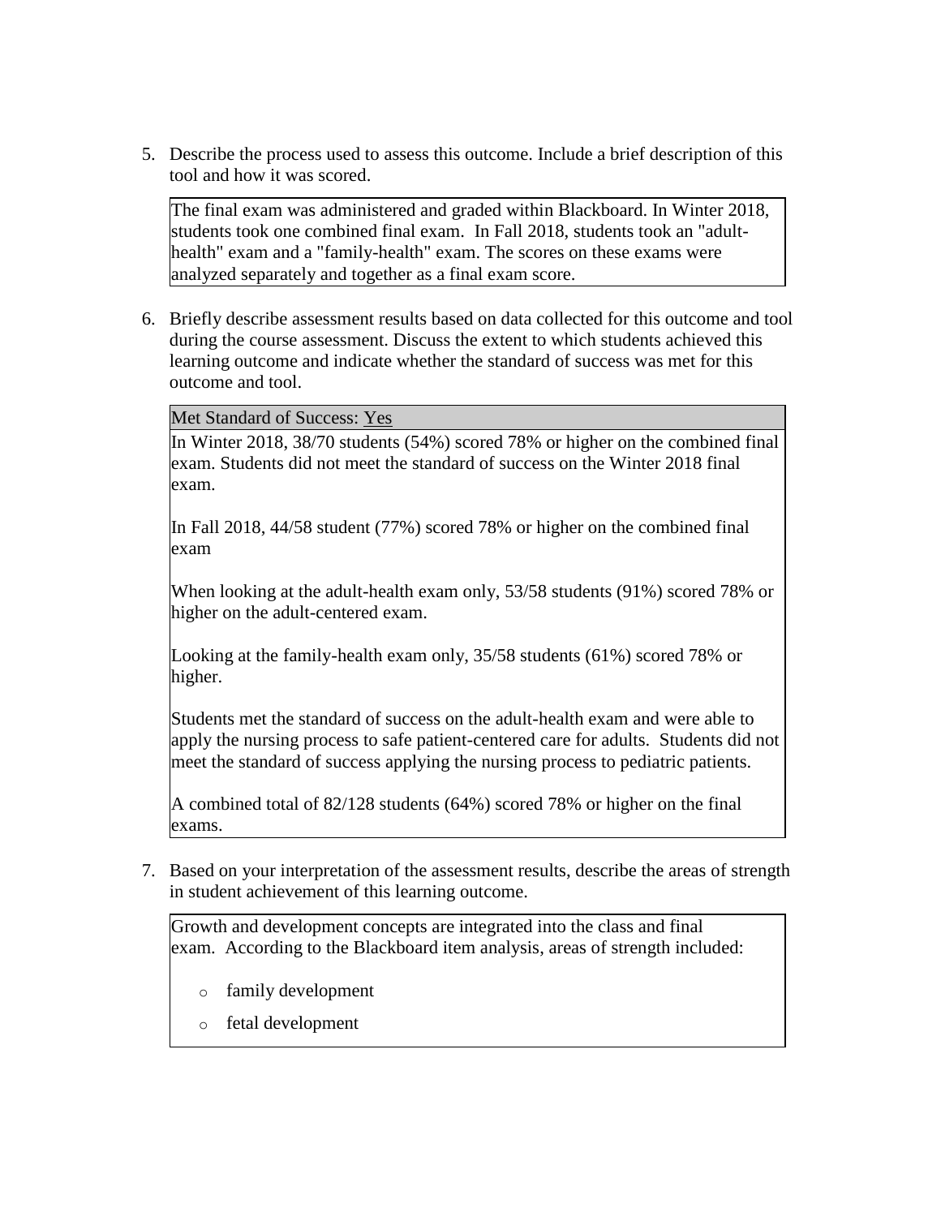5. Describe the process used to assess this outcome. Include a brief description of this tool and how it was scored.

The final exam was administered and graded within Blackboard. In Winter 2018, students took one combined final exam. In Fall 2018, students took an "adult-health" exam and a "family-health" exam. The scores on these exams were analyzed separately and together as a final exam score.

6. Briefly describe assessment results based on data collected for this outcome and tool during the course assessment. Discuss the extent to which students achieved this learning outcome and indicate whether the standard of success was met for this outcome and tool.

Met Standard of Success: Yes

In Winter 2018, 38/70 students (54%) scored 78% or higher on the combined final exam. Students did not meet the standard of success on the Winter 2018 final exam.

In Fall 2018, 44/58 student (77%) scored 78% or higher on the combined final exam

When looking at the adult-health exam only, 53/58 students (91%) scored 78% or higher on the adult-centered exam.

Looking at the family-health exam only, 35/58 students (61%) scored 78% or higher.

Students met the standard of success on the adult-health exam and were able to apply the nursing process to safe patient-centered care for adults. Students did not meet the standard of success applying the nursing process to pediatric patients.

A combined total of 82/128 students (64%) scored 78% or higher on the final exams.

7. Based on your interpretation of the assessment results, describe the areas of strength in student achievement of this learning outcome.

Growth and development concepts are integrated into the class and final exam. According to the Blackboard item analysis, areas of strength included:

- family development
- fetal development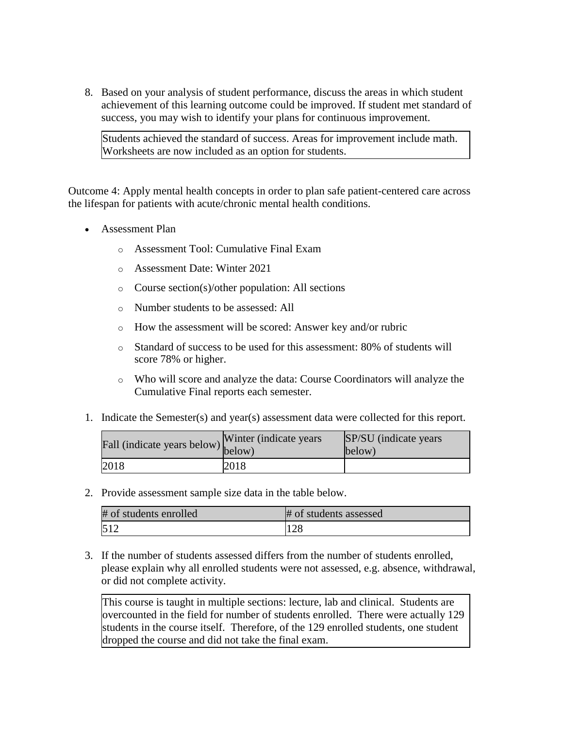8. Based on your analysis of student performance, discuss the areas in which student achievement of this learning outcome could be improved. If student met standard of success, you may wish to identify your plans for continuous improvement.

   Students achieved the standard of success. Areas for improvement include math. Worksheets are now included as an option for students.

Outcome 4: Apply mental health concepts in order to plan safe patient-centered care across the lifespan for patients with acute/chronic mental health conditions.

- Assessment Plan
  - Assessment Tool: Cumulative Final Exam
  - Assessment Date: Winter 2021
  - Course section(s)/other population: All sections
  - Number students to be assessed: All
  - How the assessment will be scored: Answer key and/or rubric
  - Standard of success to be used for this assessment: 80% of students will score 78% or higher.
  - Who will score and analyze the data: Course Coordinators will analyze the Cumulative Final reports each semester.

1. Indicate the Semester(s) and year(s) assessment data were collected for this report.

| Fall (indicate years below) | Winter (indicate years below) | SP/SU (indicate years below) |
|---|---|---|
| 2018 | 2018 | |

2. Provide assessment sample size data in the table below.

| # of students enrolled | # of students assessed |
|---|---|
| 512 | 128 |

3. If the number of students assessed differs from the number of students enrolled, please explain why all enrolled students were not assessed, e.g. absence, withdrawal, or did not complete activity.

   This course is taught in multiple sections: lecture, lab and clinical. Students are overcounted in the field for number of students enrolled. There were actually 129 students in the course itself. Therefore, of the 129 enrolled students, one student dropped the course and did not take the final exam.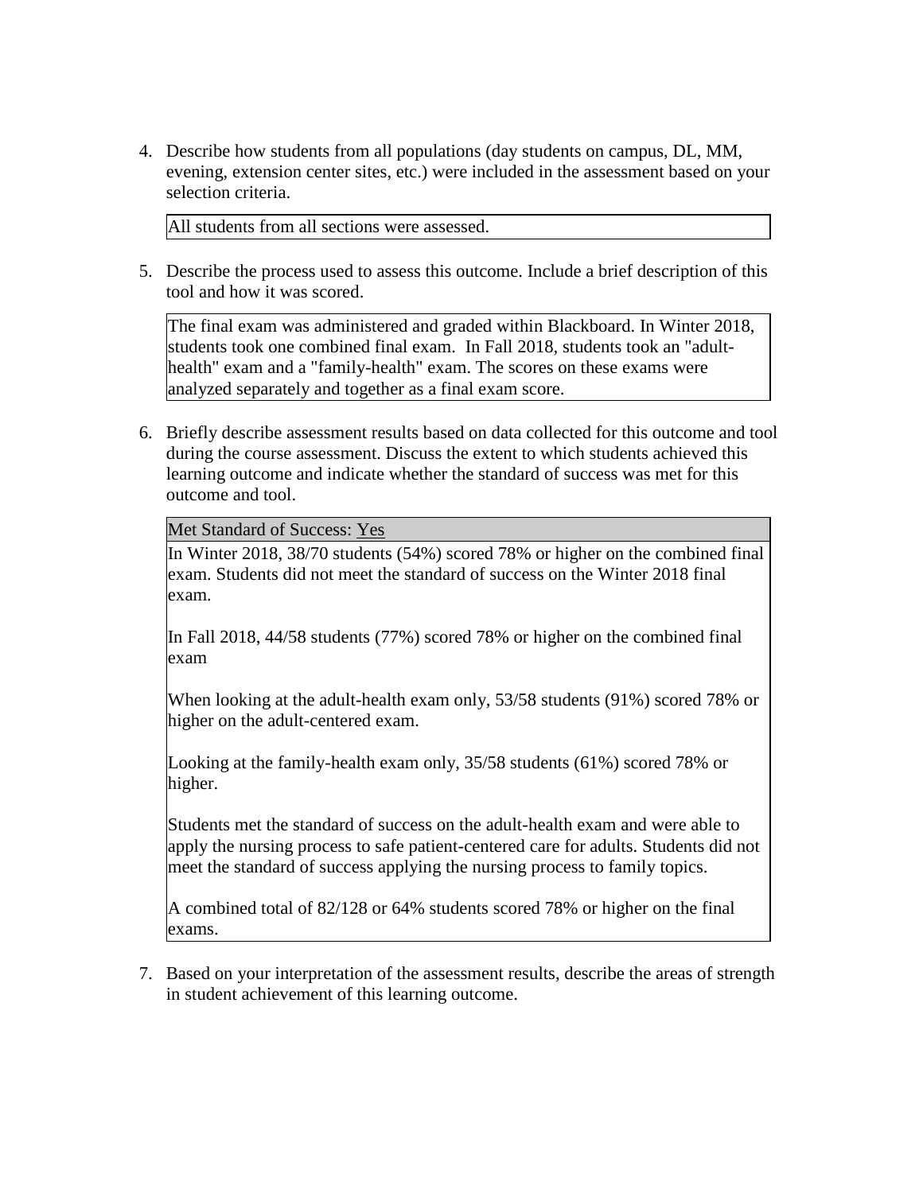4. Describe how students from all populations (day students on campus, DL, MM, evening, extension center sites, etc.) were included in the assessment based on your selection criteria.

   All students from all sections were assessed.

5. Describe the process used to assess this outcome. Include a brief description of this tool and how it was scored.

   The final exam was administered and graded within Blackboard. In Winter 2018, students took one combined final exam. In Fall 2018, students took an "adult-health" exam and a "family-health" exam. The scores on these exams were analyzed separately and together as a final exam score.

6. Briefly describe assessment results based on data collected for this outcome and tool during the course assessment. Discuss the extent to which students achieved this learning outcome and indicate whether the standard of success was met for this outcome and tool.

   Met Standard of Success: Yes

   In Winter 2018, 38/70 students (54%) scored 78% or higher on the combined final exam. Students did not meet the standard of success on the Winter 2018 final exam.

   In Fall 2018, 44/58 students (77%) scored 78% or higher on the combined final exam

   When looking at the adult-health exam only, 53/58 students (91%) scored 78% or higher on the adult-centered exam.

   Looking at the family-health exam only, 35/58 students (61%) scored 78% or higher.

   Students met the standard of success on the adult-health exam and were able to apply the nursing process to safe patient-centered care for adults. Students did not meet the standard of success applying the nursing process to family topics.

   A combined total of 82/128 or 64% students scored 78% or higher on the final exams.

7. Based on your interpretation of the assessment results, describe the areas of strength in student achievement of this learning outcome.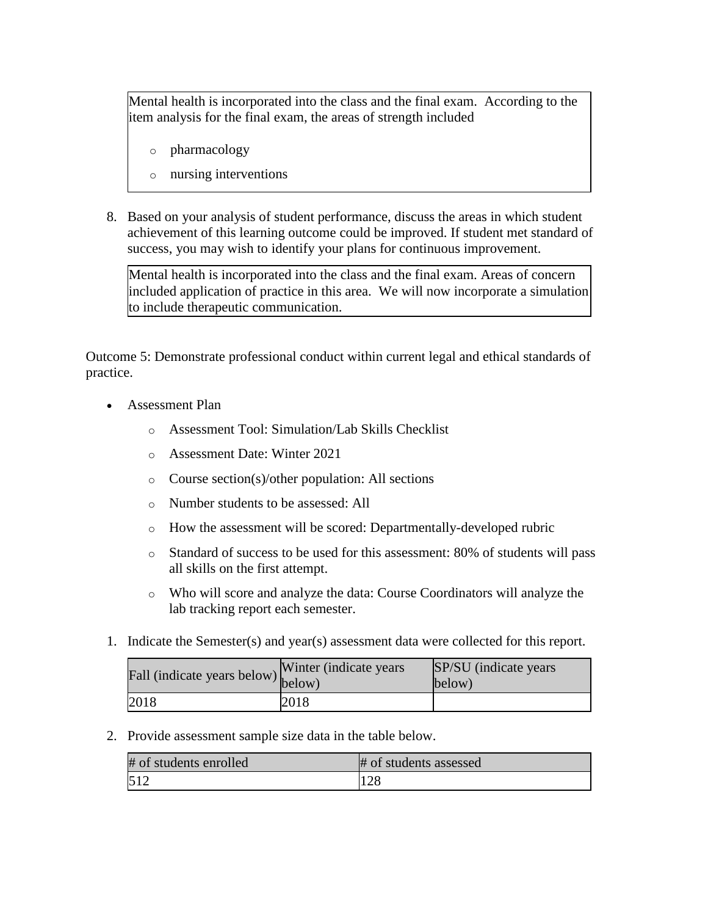Mental health is incorporated into the class and the final exam. According to the item analysis for the final exam, the areas of strength included

- pharmacology
- nursing interventions

8. Based on your analysis of student performance, discuss the areas in which student achievement of this learning outcome could be improved. If student met standard of success, you may wish to identify your plans for continuous improvement.

Mental health is incorporated into the class and the final exam. Areas of concern included application of practice in this area. We will now incorporate a simulation to include therapeutic communication.

Outcome 5: Demonstrate professional conduct within current legal and ethical standards of practice.

- Assessment Plan
  - Assessment Tool: Simulation/Lab Skills Checklist
  - Assessment Date: Winter 2021
  - Course section(s)/other population: All sections
  - Number students to be assessed: All
  - How the assessment will be scored: Departmentally-developed rubric
  - Standard of success to be used for this assessment: 80% of students will pass all skills on the first attempt.
  - Who will score and analyze the data: Course Coordinators will analyze the lab tracking report each semester.

1. Indicate the Semester(s) and year(s) assessment data were collected for this report.

| Fall (indicate years below) | Winter (indicate years below) | SP/SU (indicate years below) |
| --- | --- | --- |
| 2018 | 2018 | |

2. Provide assessment sample size data in the table below.

| # of students enrolled | # of students assessed |
| --- | --- |
| 512 | 128 |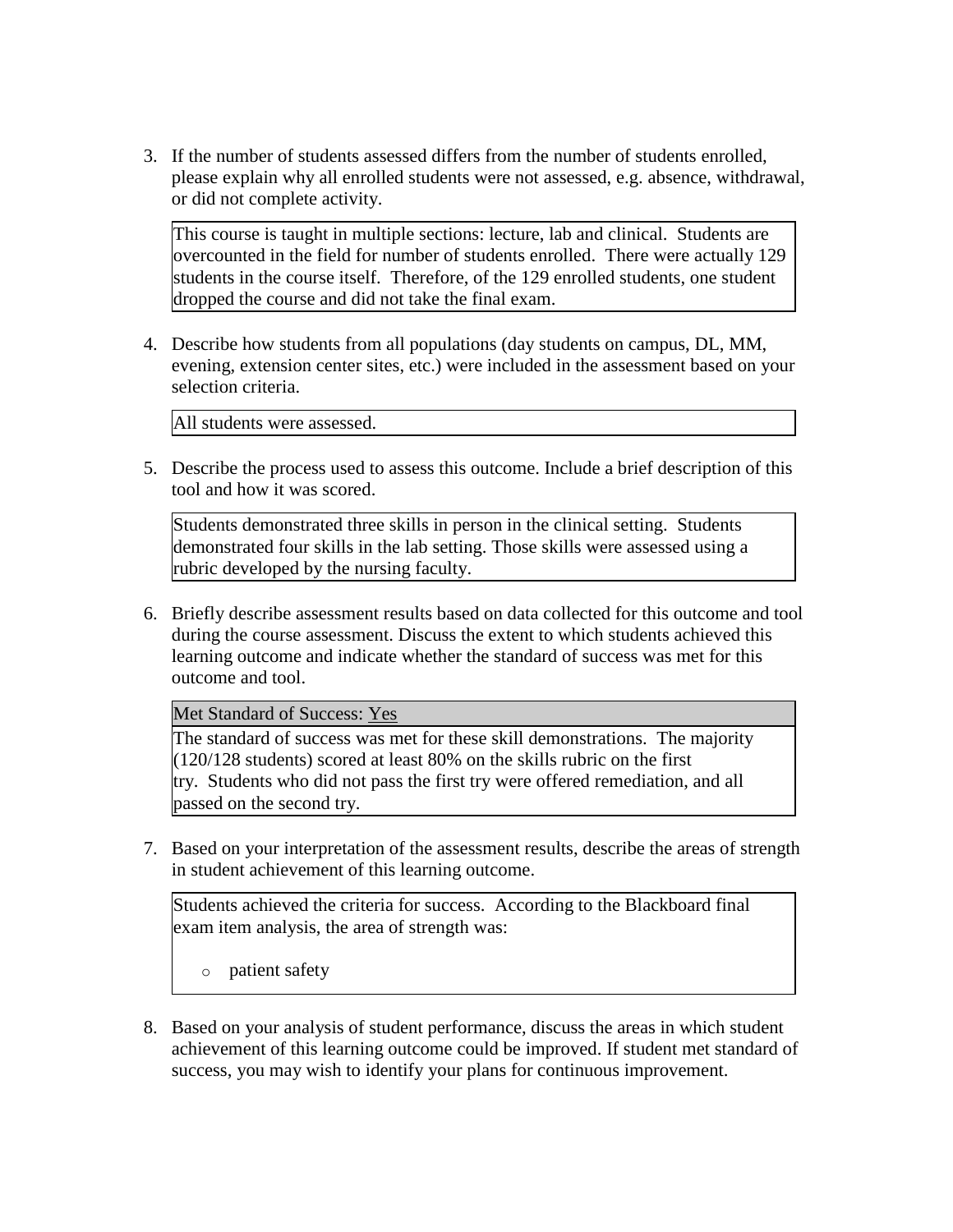3. If the number of students assessed differs from the number of students enrolled, please explain why all enrolled students were not assessed, e.g. absence, withdrawal, or did not complete activity.

| This course is taught in multiple sections: lecture, lab and clinical. Students are overcounted in the field for number of students enrolled. There were actually 129 students in the course itself. Therefore, of the 129 enrolled students, one student dropped the course and did not take the final exam. |
|---|

4. Describe how students from all populations (day students on campus, DL, MM, evening, extension center sites, etc.) were included in the assessment based on your selection criteria.

| All students were assessed. |
|---|

5. Describe the process used to assess this outcome. Include a brief description of this tool and how it was scored.

| Students demonstrated three skills in person in the clinical setting. Students demonstrated four skills in the lab setting. Those skills were assessed using a rubric developed by the nursing faculty. |
|---|

6. Briefly describe assessment results based on data collected for this outcome and tool during the course assessment. Discuss the extent to which students achieved this learning outcome and indicate whether the standard of success was met for this outcome and tool.

| Met Standard of Success: Yes |
|---|
| The standard of success was met for these skill demonstrations. The majority (120/128 students) scored at least 80% on the skills rubric on the first try. Students who did not pass the first try were offered remediation, and all passed on the second try. |

7. Based on your interpretation of the assessment results, describe the areas of strength in student achievement of this learning outcome.

> Students achieved the criteria for success. According to the Blackboard final exam item analysis, the area of strength was:
>
> - patient safety

8. Based on your analysis of student performance, discuss the areas in which student achievement of this learning outcome could be improved. If student met standard of success, you may wish to identify your plans for continuous improvement.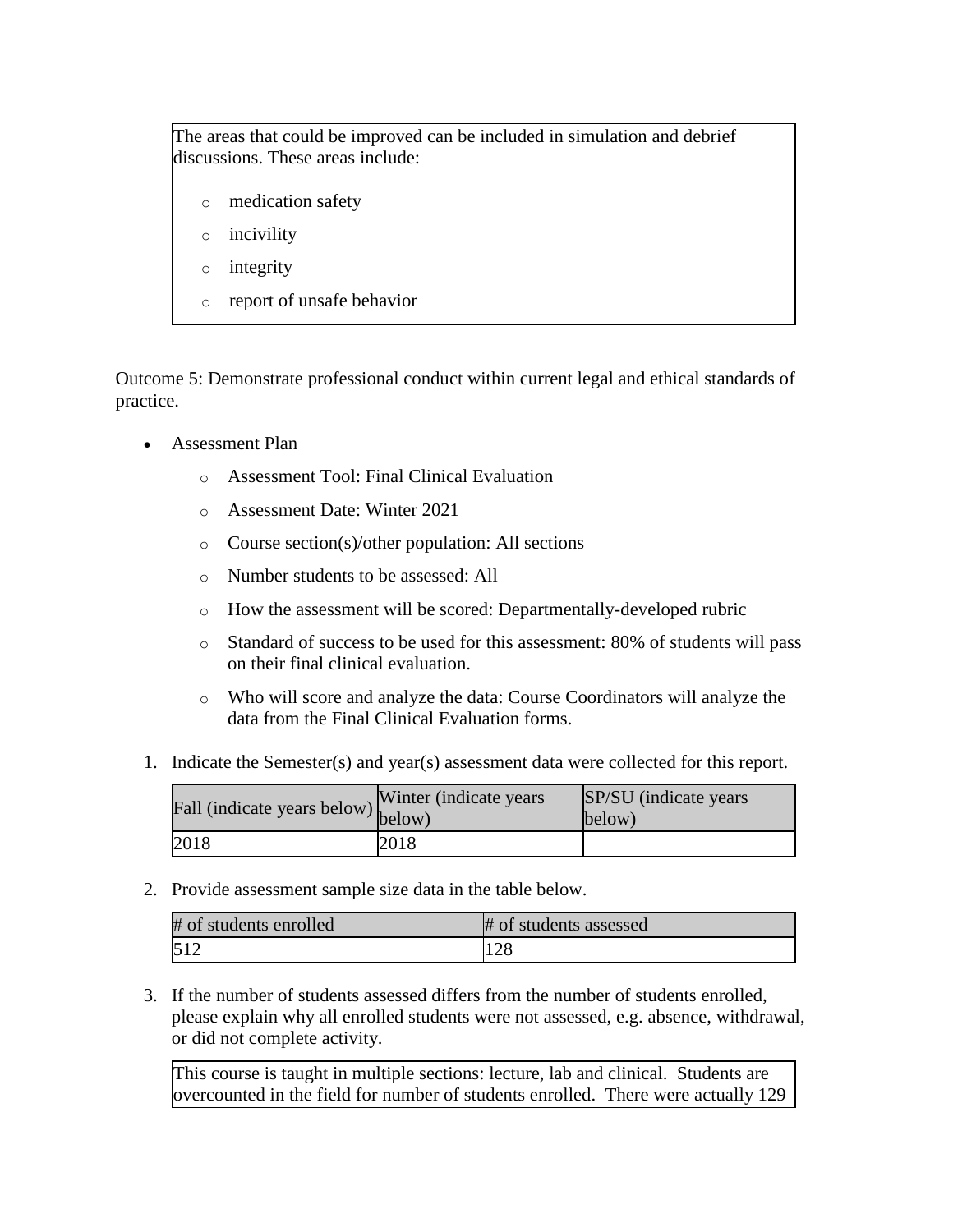The areas that could be improved can be included in simulation and debrief discussions. These areas include:

- medication safety
- incivility
- integrity
- report of unsafe behavior

Outcome 5: Demonstrate professional conduct within current legal and ethical standards of practice.

- Assessment Plan
  - Assessment Tool: Final Clinical Evaluation
  - Assessment Date: Winter 2021
  - Course section(s)/other population: All sections
  - Number students to be assessed: All
  - How the assessment will be scored: Departmentally-developed rubric
  - Standard of success to be used for this assessment: 80% of students will pass on their final clinical evaluation.
  - Who will score and analyze the data: Course Coordinators will analyze the data from the Final Clinical Evaluation forms.

1. Indicate the Semester(s) and year(s) assessment data were collected for this report.

| Fall (indicate years below) | Winter (indicate years below) | SP/SU (indicate years below) |
|---|---|---|
| 2018 | 2018 | |

2. Provide assessment sample size data in the table below.

| # of students enrolled | # of students assessed |
|---|---|
| 512 | 128 |

3. If the number of students assessed differs from the number of students enrolled, please explain why all enrolled students were not assessed, e.g. absence, withdrawal, or did not complete activity.

This course is taught in multiple sections: lecture, lab and clinical. Students are overcounted in the field for number of students enrolled. There were actually 129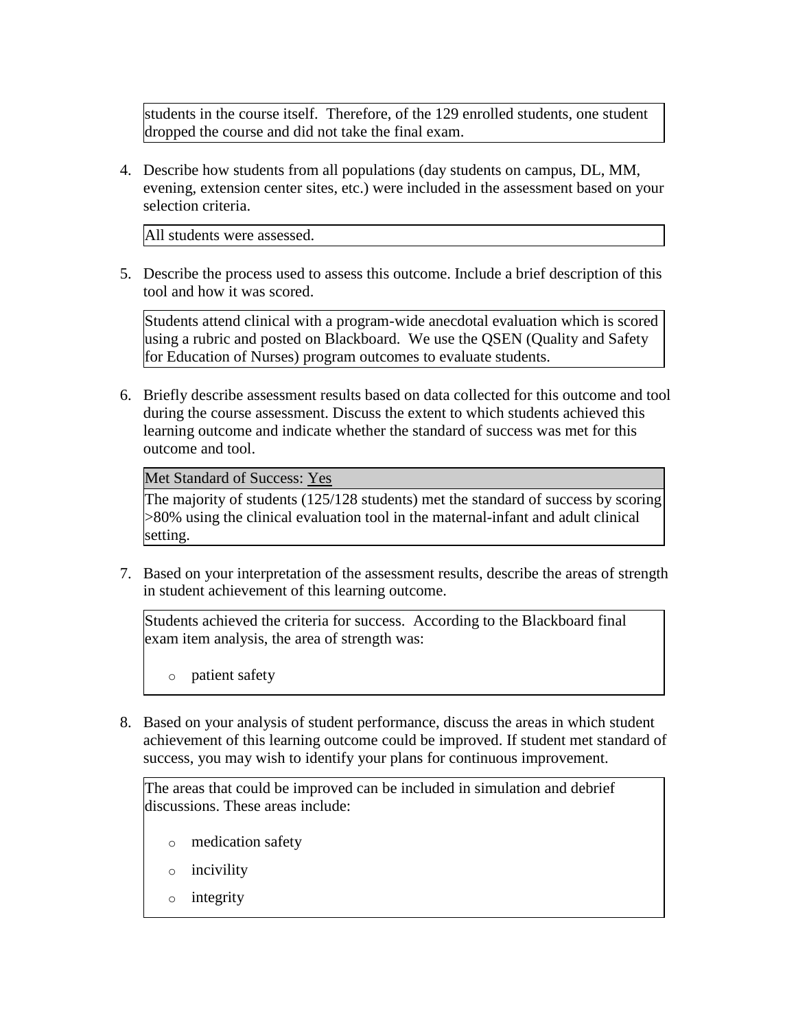students in the course itself. Therefore, of the 129 enrolled students, one student dropped the course and did not take the final exam.

4. Describe how students from all populations (day students on campus, DL, MM, evening, extension center sites, etc.) were included in the assessment based on your selection criteria.

All students were assessed.

5. Describe the process used to assess this outcome. Include a brief description of this tool and how it was scored.

Students attend clinical with a program-wide anecdotal evaluation which is scored using a rubric and posted on Blackboard. We use the QSEN (Quality and Safety for Education of Nurses) program outcomes to evaluate students.

6. Briefly describe assessment results based on data collected for this outcome and tool during the course assessment. Discuss the extent to which students achieved this learning outcome and indicate whether the standard of success was met for this outcome and tool.

Met Standard of Success: Yes

The majority of students (125/128 students) met the standard of success by scoring >80% using the clinical evaluation tool in the maternal-infant and adult clinical setting.

7. Based on your interpretation of the assessment results, describe the areas of strength in student achievement of this learning outcome.

Students achieved the criteria for success. According to the Blackboard final exam item analysis, the area of strength was:

- patient safety

8. Based on your analysis of student performance, discuss the areas in which student achievement of this learning outcome could be improved. If student met standard of success, you may wish to identify your plans for continuous improvement.

The areas that could be improved can be included in simulation and debrief discussions. These areas include:

- medication safety
- incivility
- integrity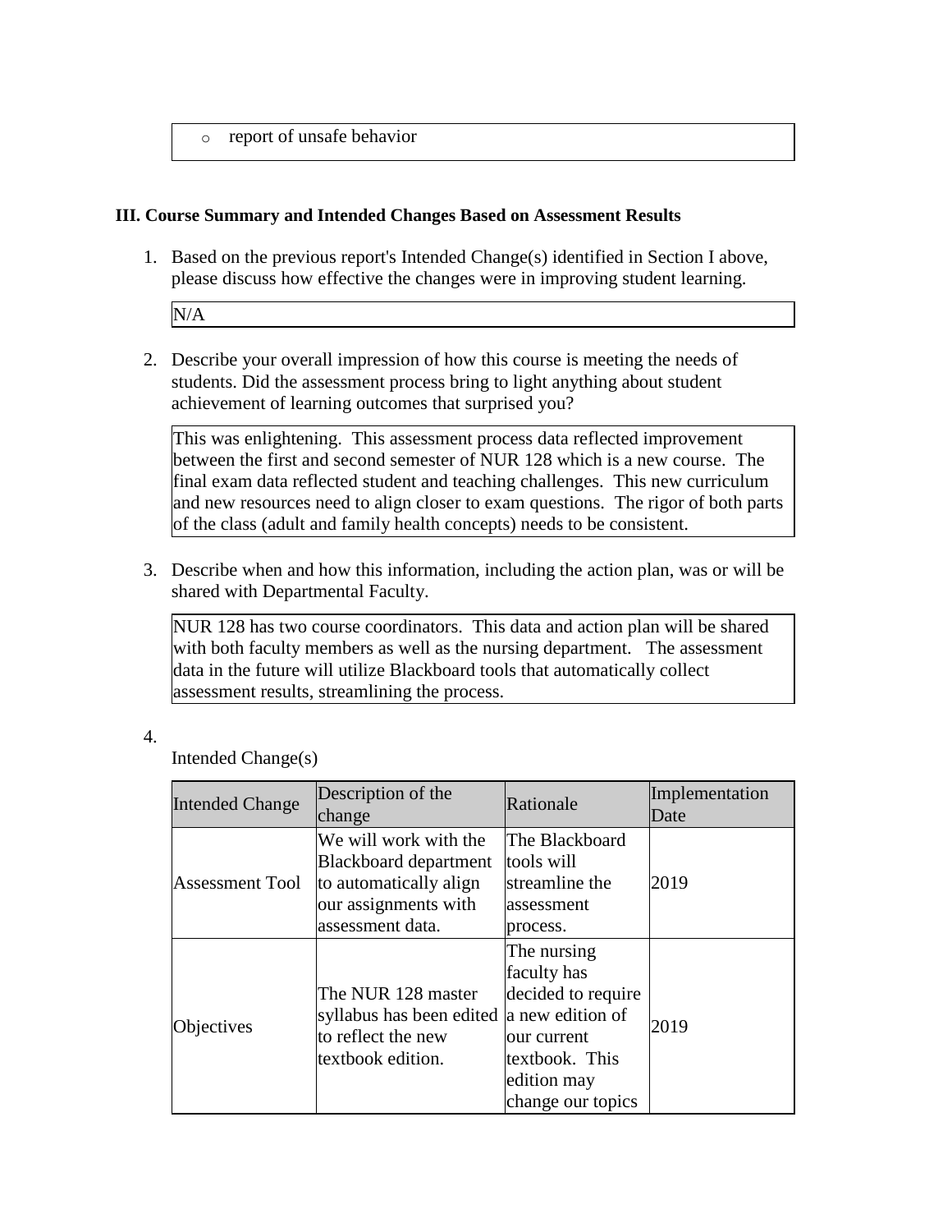- report of unsafe behavior

### III. Course Summary and Intended Changes Based on Assessment Results

1. Based on the previous report's Intended Change(s) identified in Section I above, please discuss how effective the changes were in improving student learning.

N/A

2. Describe your overall impression of how this course is meeting the needs of students. Did the assessment process bring to light anything about student achievement of learning outcomes that surprised you?

This was enlightening. This assessment process data reflected improvement between the first and second semester of NUR 128 which is a new course. The final exam data reflected student and teaching challenges. This new curriculum and new resources need to align closer to exam questions. The rigor of both parts of the class (adult and family health concepts) needs to be consistent.

3. Describe when and how this information, including the action plan, was or will be shared with Departmental Faculty.

NUR 128 has two course coordinators. This data and action plan will be shared with both faculty members as well as the nursing department. The assessment data in the future will utilize Blackboard tools that automatically collect assessment results, streamlining the process.

4. Intended Change(s)

| Intended Change | Description of the change | Rationale | Implementation Date |
|---|---|---|---|
| Assessment Tool | We will work with the Blackboard department to automatically align our assignments with assessment data. | The Blackboard tools will streamline the assessment process. | 2019 |
| Objectives | The NUR 128 master syllabus has been edited to reflect the new textbook edition. | The nursing faculty has decided to require a new edition of our current textbook. This edition may change our topics | 2019 |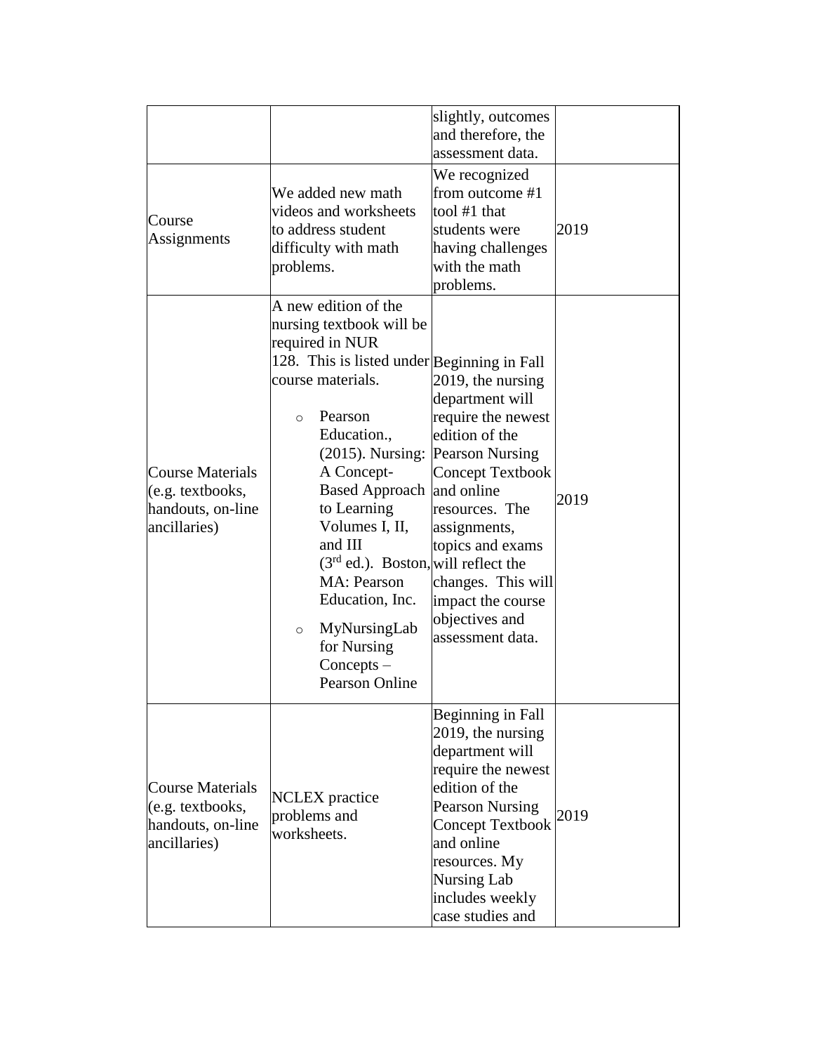| | | | |
|---|---|---|---|
| | | slightly, outcomes and therefore, the assessment data. | |
| Course Assignments | We added new math videos and worksheets to address student difficulty with math problems. | We recognized from outcome #1 tool #1 that students were having challenges with the math problems. | 2019 |
| Course Materials (e.g. textbooks, handouts, on-line ancillaries) | A new edition of the nursing textbook will be required in NUR 128. This is listed under course materials.<br>◦ Pearson Education., (2015). Nursing: A Concept-Based Approach to Learning Volumes I, II, and III (3rd ed.). Boston, MA: Pearson Education, Inc.<br>◦ MyNursingLab for Nursing Concepts – Pearson Online | Beginning in Fall 2019, the nursing department will require the newest edition of the Pearson Nursing Concept Textbook and online resources. The assignments, topics and exams will reflect the changes. This will impact the course objectives and assessment data. | 2019 |
| Course Materials (e.g. textbooks, handouts, on-line ancillaries) | NCLEX practice problems and worksheets. | Beginning in Fall 2019, the nursing department will require the newest edition of the Pearson Nursing Concept Textbook and online resources. My Nursing Lab includes weekly case studies and | 2019 |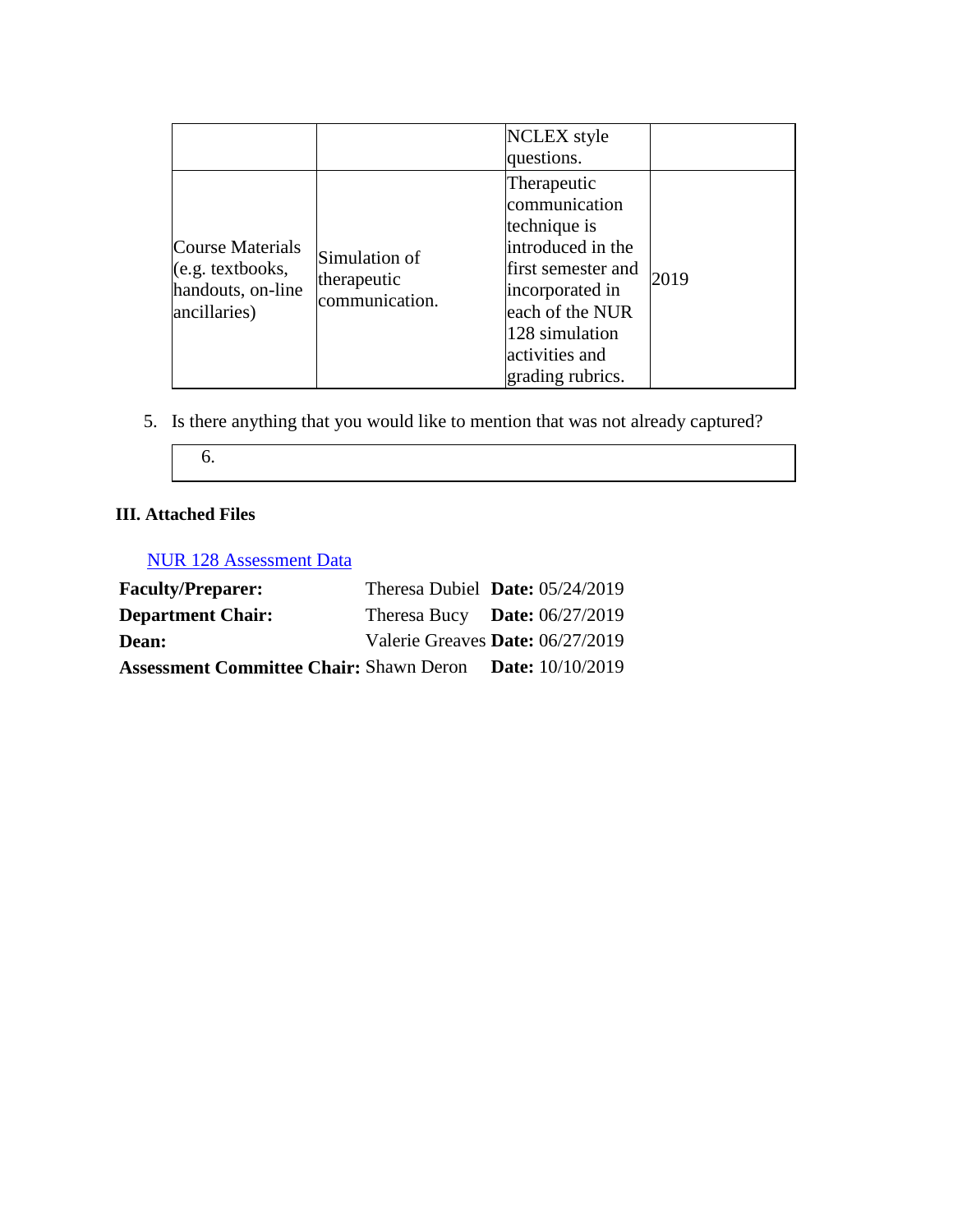| | | | |
|---|---|---|---|
| | | NCLEX style questions. | |
| Course Materials (e.g. textbooks, handouts, on-line ancillaries) | Simulation of therapeutic communication. | Therapeutic communication technique is introduced in the first semester and incorporated in each of the NUR 128 simulation activities and grading rubrics. | 2019 |

5. Is there anything that you would like to mention that was not already captured?

| |
|---|
| 6. |

**III. Attached Files**

NUR 128 Assessment Data

| | | |
|---|---|---|
| **Faculty/Preparer:** | Theresa Dubiel | **Date:** 05/24/2019 |
| **Department Chair:** | Theresa Bucy | **Date:** 06/27/2019 |
| **Dean:** | Valerie Greaves | **Date:** 06/27/2019 |
| **Assessment Committee Chair:** | Shawn Deron | **Date:** 10/10/2019 |